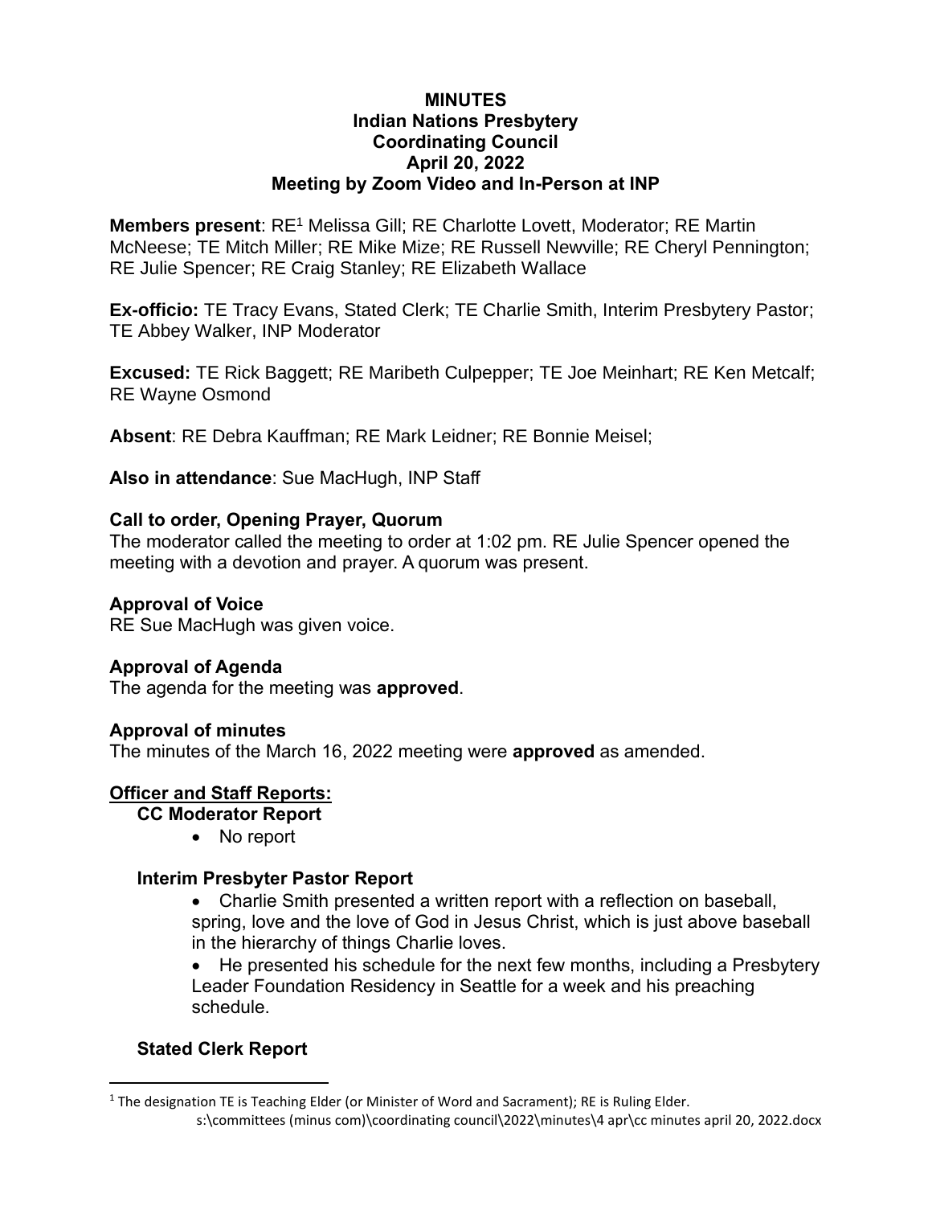# MINUTES
## Indian Nations Presbytery
## Coordinating Council
## April 20, 2022
## Meeting by Zoom Video and In-Person at INP

**Members present**: RE[1] Melissa Gill; RE Charlotte Lovett, Moderator; RE Martin McNeese; TE Mitch Miller; RE Mike Mize; RE Russell Newville; RE Cheryl Pennington; RE Julie Spencer; RE Craig Stanley; RE Elizabeth Wallace

**Ex-officio:** TE Tracy Evans, Stated Clerk; TE Charlie Smith, Interim Presbytery Pastor; TE Abbey Walker, INP Moderator

**Excused:** TE Rick Baggett; RE Maribeth Culpepper; TE Joe Meinhart; RE Ken Metcalf; RE Wayne Osmond

**Absent**: RE Debra Kauffman; RE Mark Leidner; RE Bonnie Meisel;

**Also in attendance**: Sue MacHugh, INP Staff

### Call to order, Opening Prayer, Quorum

The moderator called the meeting to order at 1:02 pm. RE Julie Spencer opened the meeting with a devotion and prayer. A quorum was present.

### Approval of Voice

RE Sue MacHugh was given voice.

### Approval of Agenda

The agenda for the meeting was **approved**.

### Approval of minutes

The minutes of the March 16, 2022 meeting were **approved** as amended.

### Officer and Staff Reports:

#### CC Moderator Report

- No report

#### Interim Presbyter Pastor Report

- Charlie Smith presented a written report with a reflection on baseball, spring, love and the love of God in Jesus Christ, which is just above baseball in the hierarchy of things Charlie loves.
- He presented his schedule for the next few months, including a Presbytery Leader Foundation Residency in Seattle for a week and his preaching schedule.

#### Stated Clerk Report

[1] The designation TE is Teaching Elder (or Minister of Word and Sacrament); RE is Ruling Elder.

s:\committees (minus com)\coordinating council\2022\minutes\4 apr\cc minutes april 20, 2022.docx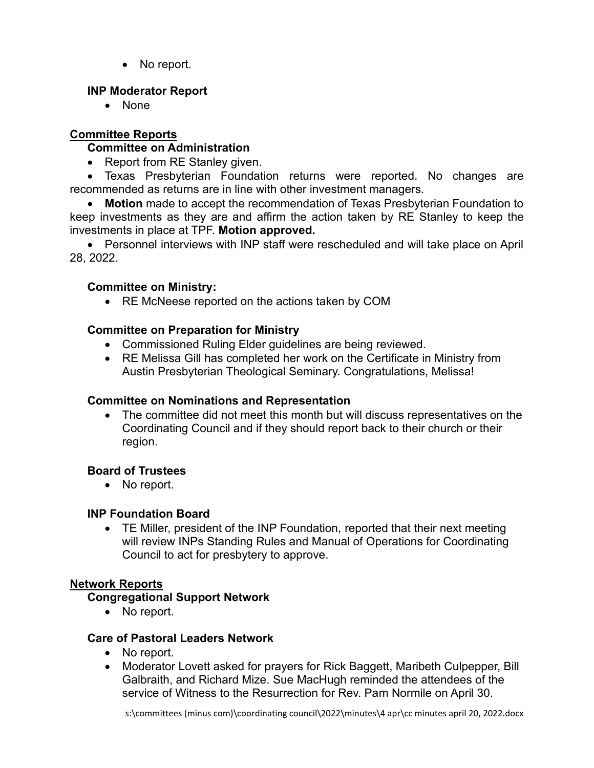- No report.

### INP Moderator Report

- None

## Committee Reports

### Committee on Administration

- Report from RE Stanley given.
- Texas Presbyterian Foundation returns were reported. No changes are recommended as returns are in line with other investment managers.
- **Motion** made to accept the recommendation of Texas Presbyterian Foundation to keep investments as they are and affirm the action taken by RE Stanley to keep the investments in place at TPF. **Motion approved.**
- Personnel interviews with INP staff were rescheduled and will take place on April 28, 2022.

### Committee on Ministry:

- RE McNeese reported on the actions taken by COM

### Committee on Preparation for Ministry

- Commissioned Ruling Elder guidelines are being reviewed.
- RE Melissa Gill has completed her work on the Certificate in Ministry from Austin Presbyterian Theological Seminary. Congratulations, Melissa!

### Committee on Nominations and Representation

- The committee did not meet this month but will discuss representatives on the Coordinating Council and if they should report back to their church or their region.

### Board of Trustees

- No report.

### INP Foundation Board

- TE Miller, president of the INP Foundation, reported that their next meeting will review INPs Standing Rules and Manual of Operations for Coordinating Council to act for presbytery to approve.

## Network Reports

### Congregational Support Network

- No report.

### Care of Pastoral Leaders Network

- No report.
- Moderator Lovett asked for prayers for Rick Baggett, Maribeth Culpepper, Bill Galbraith, and Richard Mize. Sue MacHugh reminded the attendees of the service of Witness to the Resurrection for Rev. Pam Normile on April 30.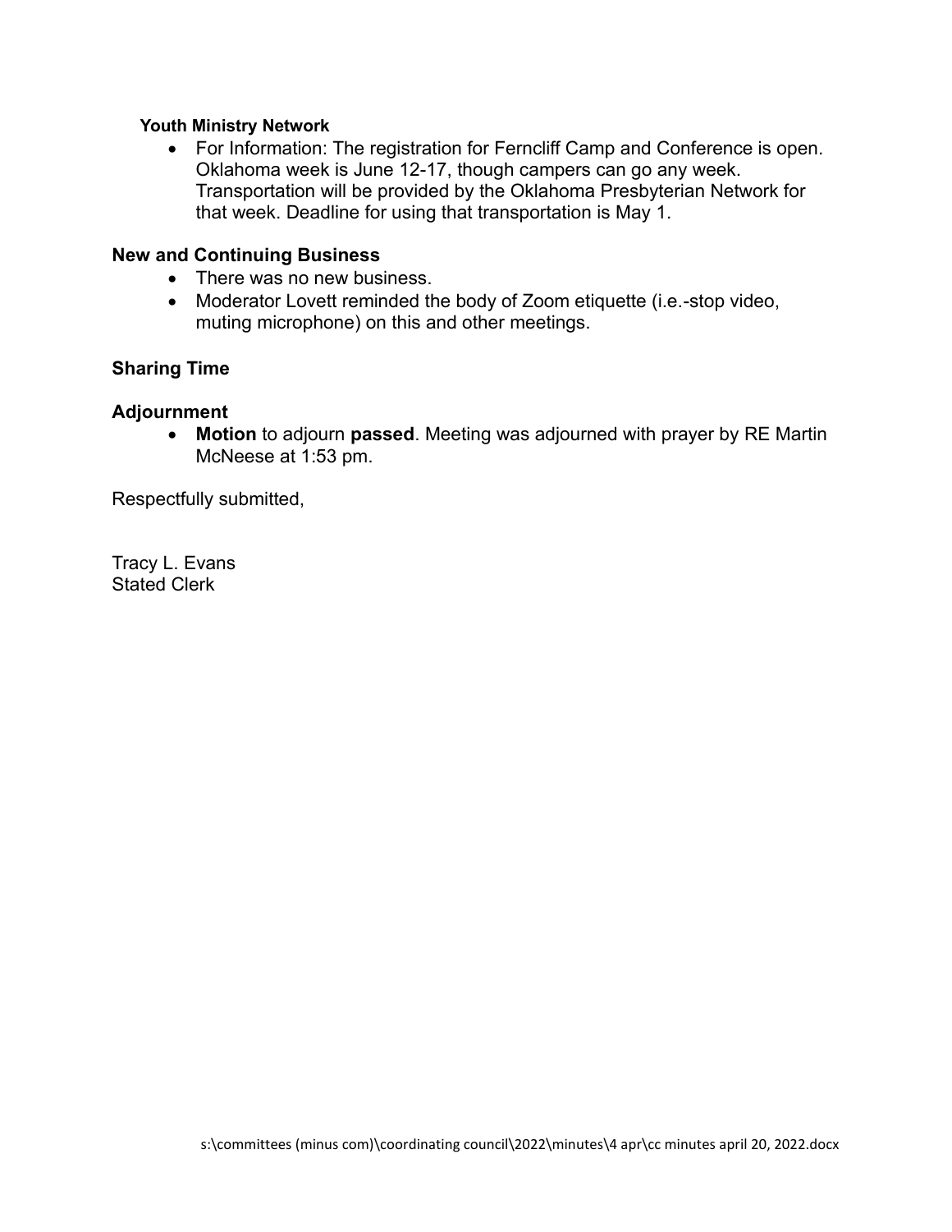### Youth Ministry Network

- For Information: The registration for Ferncliff Camp and Conference is open. Oklahoma week is June 12-17, though campers can go any week. Transportation will be provided by the Oklahoma Presbyterian Network for that week. Deadline for using that transportation is May 1.

## New and Continuing Business

- There was no new business.
- Moderator Lovett reminded the body of Zoom etiquette (i.e.-stop video, muting microphone) on this and other meetings.

## Sharing Time

## Adjournment

- **Motion** to adjourn **passed**. Meeting was adjourned with prayer by RE Martin McNeese at 1:53 pm.

Respectfully submitted,

Tracy L. Evans
Stated Clerk

s:\committees (minus com)\coordinating council\2022\minutes\4 apr\cc minutes april 20, 2022.docx